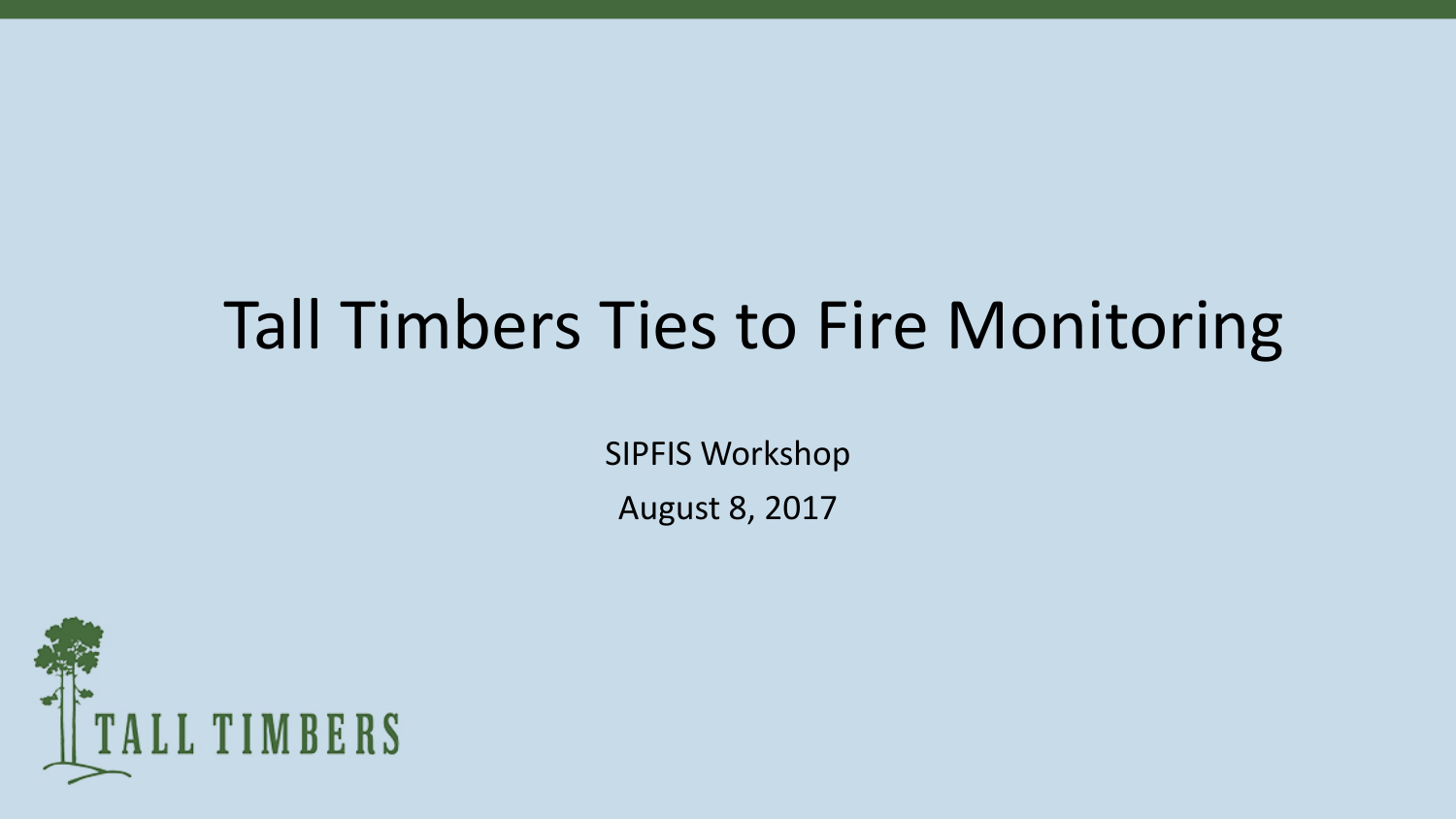# Tall Timbers Ties to Fire Monitoring

SIPFIS Workshop

August 8, 2017

TALL TIMBERS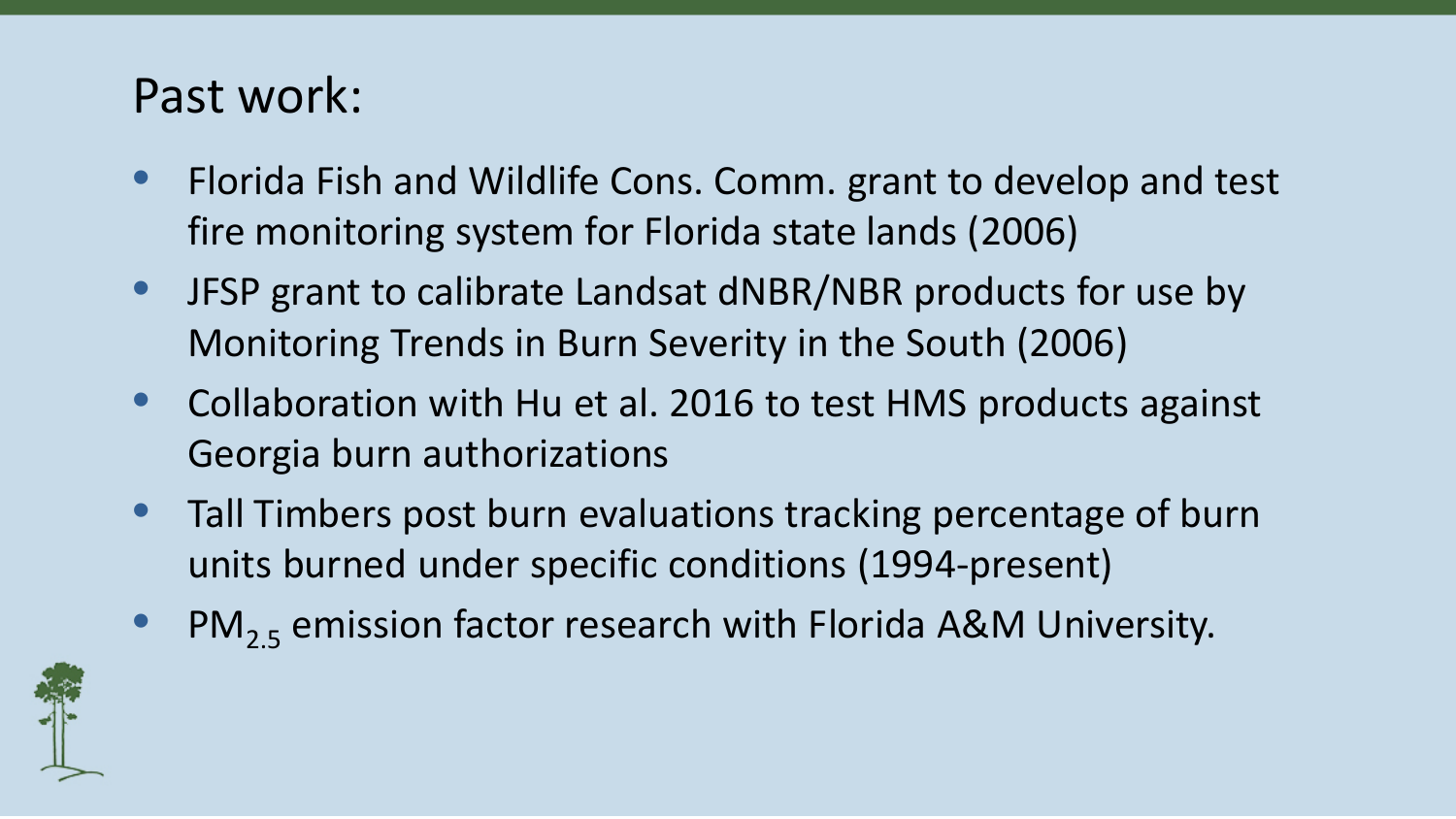# Past work:

- Florida Fish and Wildlife Cons. Comm. grant to develop and test fire monitoring system for Florida state lands (2006)
- JFSP grant to calibrate Landsat dNBR/NBR products for use by Monitoring Trends in Burn Severity in the South (2006)
- Collaboration with Hu et al. 2016 to test HMS products against Georgia burn authorizations
- Tall Timbers post burn evaluations tracking percentage of burn units burned under specific conditions (1994-present)
- $PM_{2.5}$ emission factor research with Florida A&M University.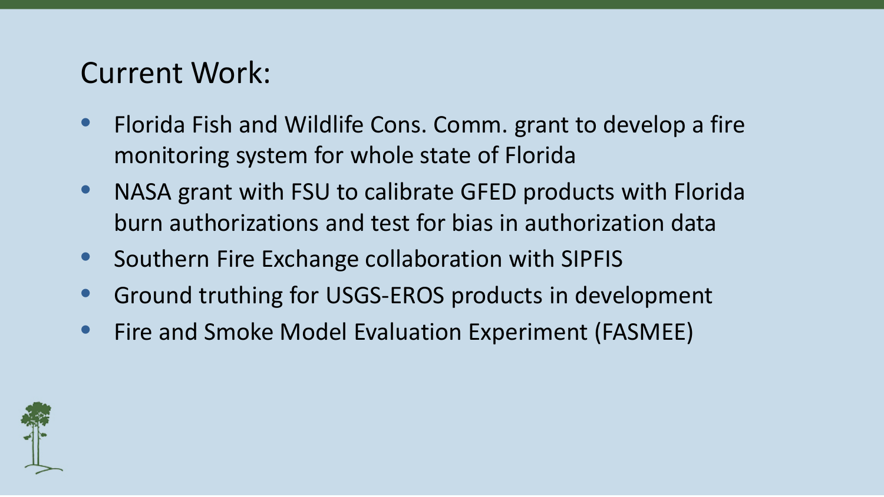# Current Work:

- Florida Fish and Wildlife Cons. Comm. grant to develop a fire monitoring system for whole state of Florida
- NASA grant with FSU to calibrate GFED products with Florida burn authorizations and test for bias in authorization data
- Southern Fire Exchange collaboration with SIPFIS
- Ground truthing for USGS-EROS products in development
- Fire and Smoke Model Evaluation Experiment (FASMEE)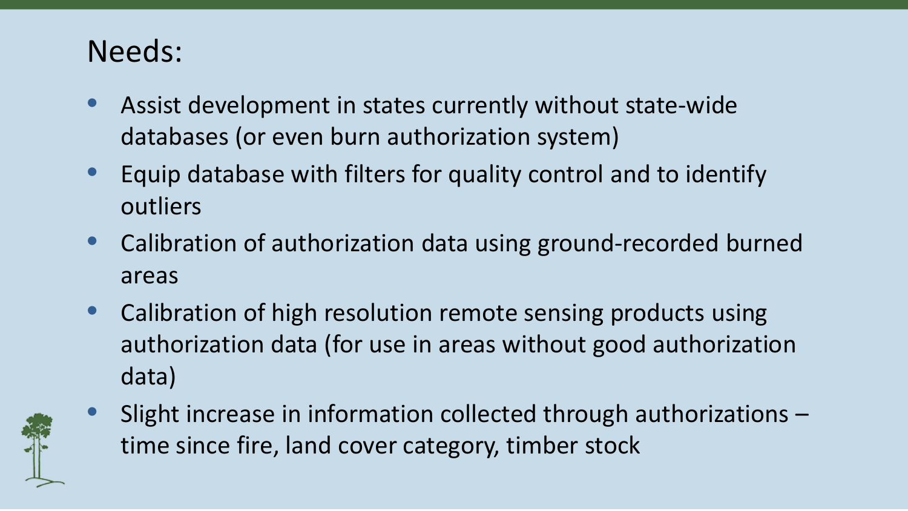# Needs:

- Assist development in states currently without state-wide databases (or even burn authorization system)
- Equip database with filters for quality control and to identify outliers
- Calibration of authorization data using ground-recorded burned areas
- Calibration of high resolution remote sensing products using authorization data (for use in areas without good authorization data)
- Slight increase in information collected through authorizations – time since fire, land cover category, timber stock